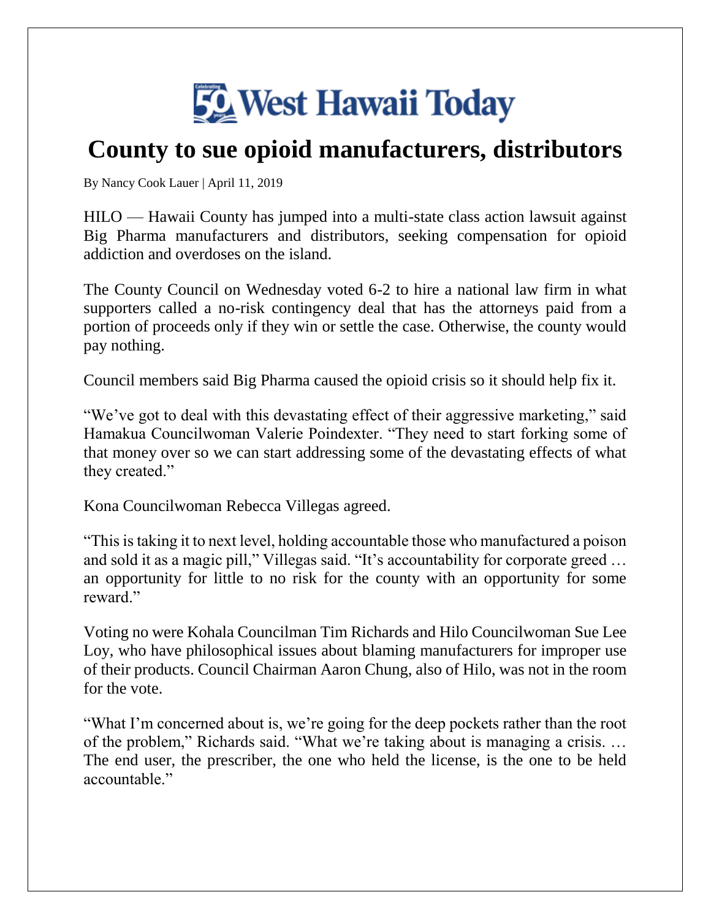# West Hawaii Today

## County to sue opioid manufacturers, distributors

By Nancy Cook Lauer | April 11, 2019

HILO — Hawaii County has jumped into a multi-state class action lawsuit against Big Pharma manufacturers and distributors, seeking compensation for opioid addiction and overdoses on the island.

The County Council on Wednesday voted 6-2 to hire a national law firm in what supporters called a no-risk contingency deal that has the attorneys paid from a portion of proceeds only if they win or settle the case. Otherwise, the county would pay nothing.

Council members said Big Pharma caused the opioid crisis so it should help fix it.

"We've got to deal with this devastating effect of their aggressive marketing," said Hamakua Councilwoman Valerie Poindexter. "They need to start forking some of that money over so we can start addressing some of the devastating effects of what they created."

Kona Councilwoman Rebecca Villegas agreed.

"This is taking it to next level, holding accountable those who manufactured a poison and sold it as a magic pill," Villegas said. "It's accountability for corporate greed … an opportunity for little to no risk for the county with an opportunity for some reward."

Voting no were Kohala Councilman Tim Richards and Hilo Councilwoman Sue Lee Loy, who have philosophical issues about blaming manufacturers for improper use of their products. Council Chairman Aaron Chung, also of Hilo, was not in the room for the vote.

"What I'm concerned about is, we're going for the deep pockets rather than the root of the problem," Richards said. "What we're taking about is managing a crisis. … The end user, the prescriber, the one who held the license, is the one to be held accountable."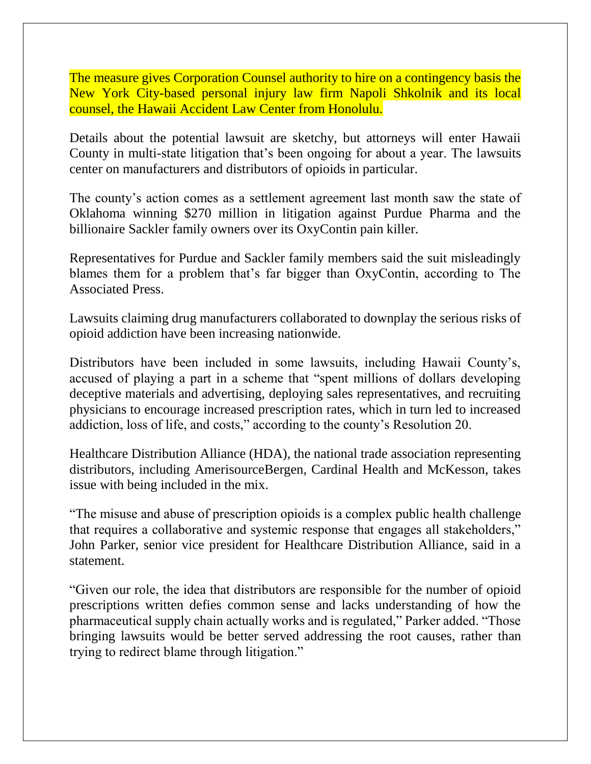The measure gives Corporation Counsel authority to hire on a contingency basis the New York City-based personal injury law firm Napoli Shkolnik and its local counsel, the Hawaii Accident Law Center from Honolulu.

Details about the potential lawsuit are sketchy, but attorneys will enter Hawaii County in multi-state litigation that's been ongoing for about a year. The lawsuits center on manufacturers and distributors of opioids in particular.

The county's action comes as a settlement agreement last month saw the state of Oklahoma winning $270 million in litigation against Purdue Pharma and the billionaire Sackler family owners over its OxyContin pain killer.

Representatives for Purdue and Sackler family members said the suit misleadingly blames them for a problem that's far bigger than OxyContin, according to The Associated Press.

Lawsuits claiming drug manufacturers collaborated to downplay the serious risks of opioid addiction have been increasing nationwide.

Distributors have been included in some lawsuits, including Hawaii County's, accused of playing a part in a scheme that "spent millions of dollars developing deceptive materials and advertising, deploying sales representatives, and recruiting physicians to encourage increased prescription rates, which in turn led to increased addiction, loss of life, and costs," according to the county's Resolution 20.

Healthcare Distribution Alliance (HDA), the national trade association representing distributors, including AmerisourceBergen, Cardinal Health and McKesson, takes issue with being included in the mix.

"The misuse and abuse of prescription opioids is a complex public health challenge that requires a collaborative and systemic response that engages all stakeholders," John Parker, senior vice president for Healthcare Distribution Alliance, said in a statement.

"Given our role, the idea that distributors are responsible for the number of opioid prescriptions written defies common sense and lacks understanding of how the pharmaceutical supply chain actually works and is regulated," Parker added. "Those bringing lawsuits would be better served addressing the root causes, rather than trying to redirect blame through litigation."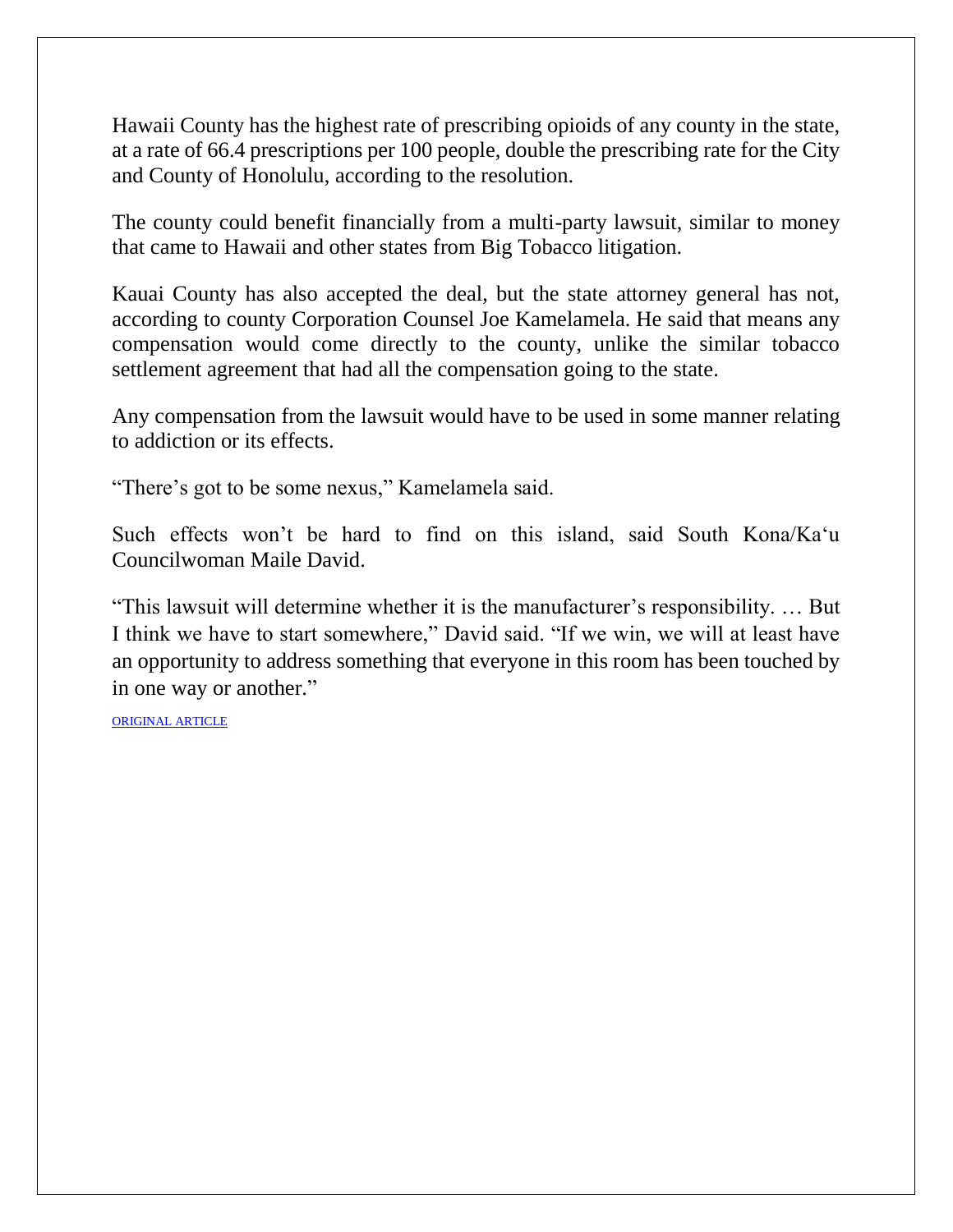Hawaii County has the highest rate of prescribing opioids of any county in the state, at a rate of 66.4 prescriptions per 100 people, double the prescribing rate for the City and County of Honolulu, according to the resolution.

The county could benefit financially from a multi-party lawsuit, similar to money that came to Hawaii and other states from Big Tobacco litigation.

Kauai County has also accepted the deal, but the state attorney general has not, according to county Corporation Counsel Joe Kamelamela. He said that means any compensation would come directly to the county, unlike the similar tobacco settlement agreement that had all the compensation going to the state.

Any compensation from the lawsuit would have to be used in some manner relating to addiction or its effects.

"There's got to be some nexus," Kamelamela said.

Such effects won't be hard to find on this island, said South Kona/Ka'u Councilwoman Maile David.

"This lawsuit will determine whether it is the manufacturer's responsibility. … But I think we have to start somewhere," David said. "If we win, we will at least have an opportunity to address something that everyone in this room has been touched by in one way or another."

ORIGINAL ARTICLE